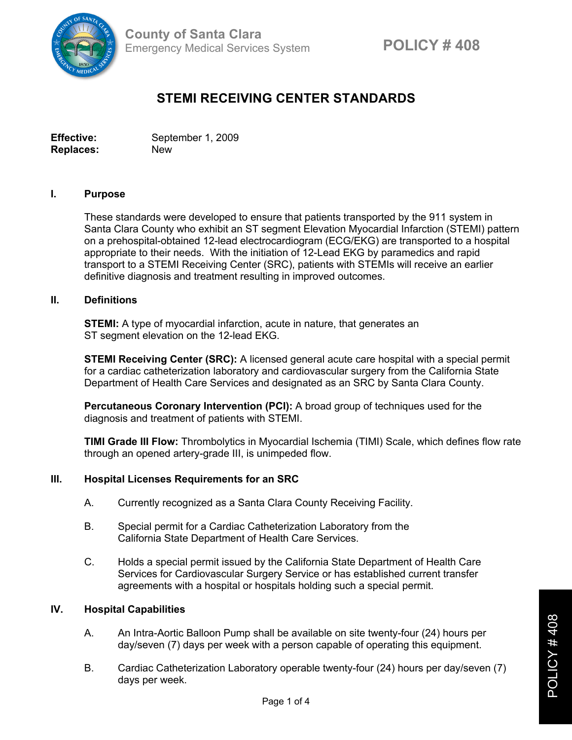County of Santa Clara
Emergency Medical Services System

**POLICY # 408**

# STEMI RECEIVING CENTER STANDARDS

**Effective:** September 1, 2009
**Replaces:** New

## I. Purpose

These standards were developed to ensure that patients transported by the 911 system in Santa Clara County who exhibit an ST segment Elevation Myocardial Infarction (STEMI) pattern on a prehospital-obtained 12-lead electrocardiogram (ECG/EKG) are transported to a hospital appropriate to their needs. With the initiation of 12-Lead EKG by paramedics and rapid transport to a STEMI Receiving Center (SRC), patients with STEMIs will receive an earlier definitive diagnosis and treatment resulting in improved outcomes.

## II. Definitions

**STEMI:** A type of myocardial infarction, acute in nature, that generates an ST segment elevation on the 12-lead EKG.

**STEMI Receiving Center (SRC):** A licensed general acute care hospital with a special permit for a cardiac catheterization laboratory and cardiovascular surgery from the California State Department of Health Care Services and designated as an SRC by Santa Clara County.

**Percutaneous Coronary Intervention (PCI):** A broad group of techniques used for the diagnosis and treatment of patients with STEMI.

**TIMI Grade III Flow:** Thrombolytics in Myocardial Ischemia (TIMI) Scale, which defines flow rate through an opened artery-grade III, is unimpeded flow.

## III. Hospital Licenses Requirements for an SRC

A. Currently recognized as a Santa Clara County Receiving Facility.

B. Special permit for a Cardiac Catheterization Laboratory from the California State Department of Health Care Services.

C. Holds a special permit issued by the California State Department of Health Care Services for Cardiovascular Surgery Service or has established current transfer agreements with a hospital or hospitals holding such a special permit.

## IV. Hospital Capabilities

A. An Intra-Aortic Balloon Pump shall be available on site twenty-four (24) hours per day/seven (7) days per week with a person capable of operating this equipment.

B. Cardiac Catheterization Laboratory operable twenty-four (24) hours per day/seven (7) days per week.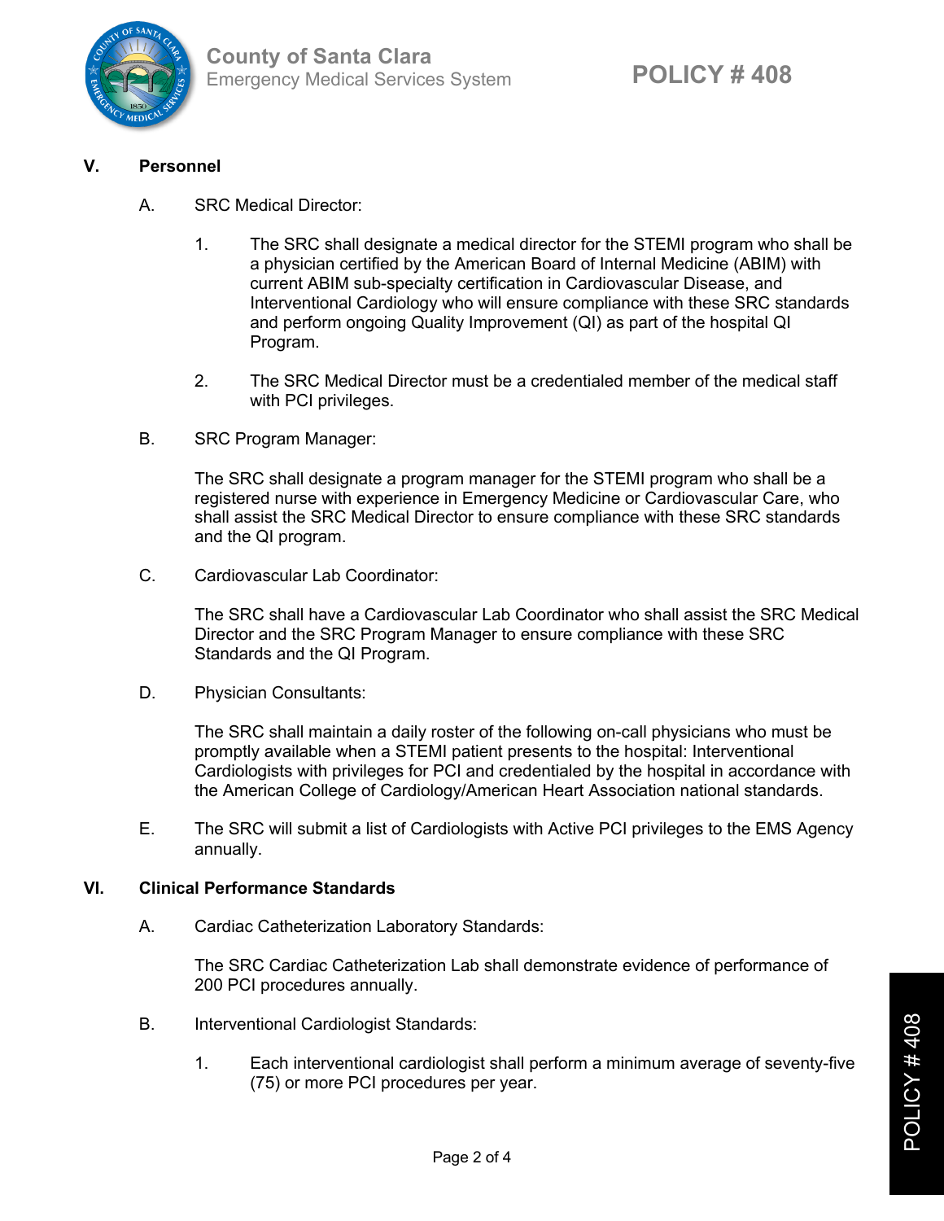## V. Personnel

A. SRC Medical Director:

1. The SRC shall designate a medical director for the STEMI program who shall be a physician certified by the American Board of Internal Medicine (ABIM) with current ABIM sub-specialty certification in Cardiovascular Disease, and Interventional Cardiology who will ensure compliance with these SRC standards and perform ongoing Quality Improvement (QI) as part of the hospital QI Program.

2. The SRC Medical Director must be a credentialed member of the medical staff with PCI privileges.

B. SRC Program Manager:

The SRC shall designate a program manager for the STEMI program who shall be a registered nurse with experience in Emergency Medicine or Cardiovascular Care, who shall assist the SRC Medical Director to ensure compliance with these SRC standards and the QI program.

C. Cardiovascular Lab Coordinator:

The SRC shall have a Cardiovascular Lab Coordinator who shall assist the SRC Medical Director and the SRC Program Manager to ensure compliance with these SRC Standards and the QI Program.

D. Physician Consultants:

The SRC shall maintain a daily roster of the following on-call physicians who must be promptly available when a STEMI patient presents to the hospital: Interventional Cardiologists with privileges for PCI and credentialed by the hospital in accordance with the American College of Cardiology/American Heart Association national standards.

E. The SRC will submit a list of Cardiologists with Active PCI privileges to the EMS Agency annually.

## VI. Clinical Performance Standards

A. Cardiac Catheterization Laboratory Standards:

The SRC Cardiac Catheterization Lab shall demonstrate evidence of performance of 200 PCI procedures annually.

B. Interventional Cardiologist Standards:

1. Each interventional cardiologist shall perform a minimum average of seventy-five (75) or more PCI procedures per year.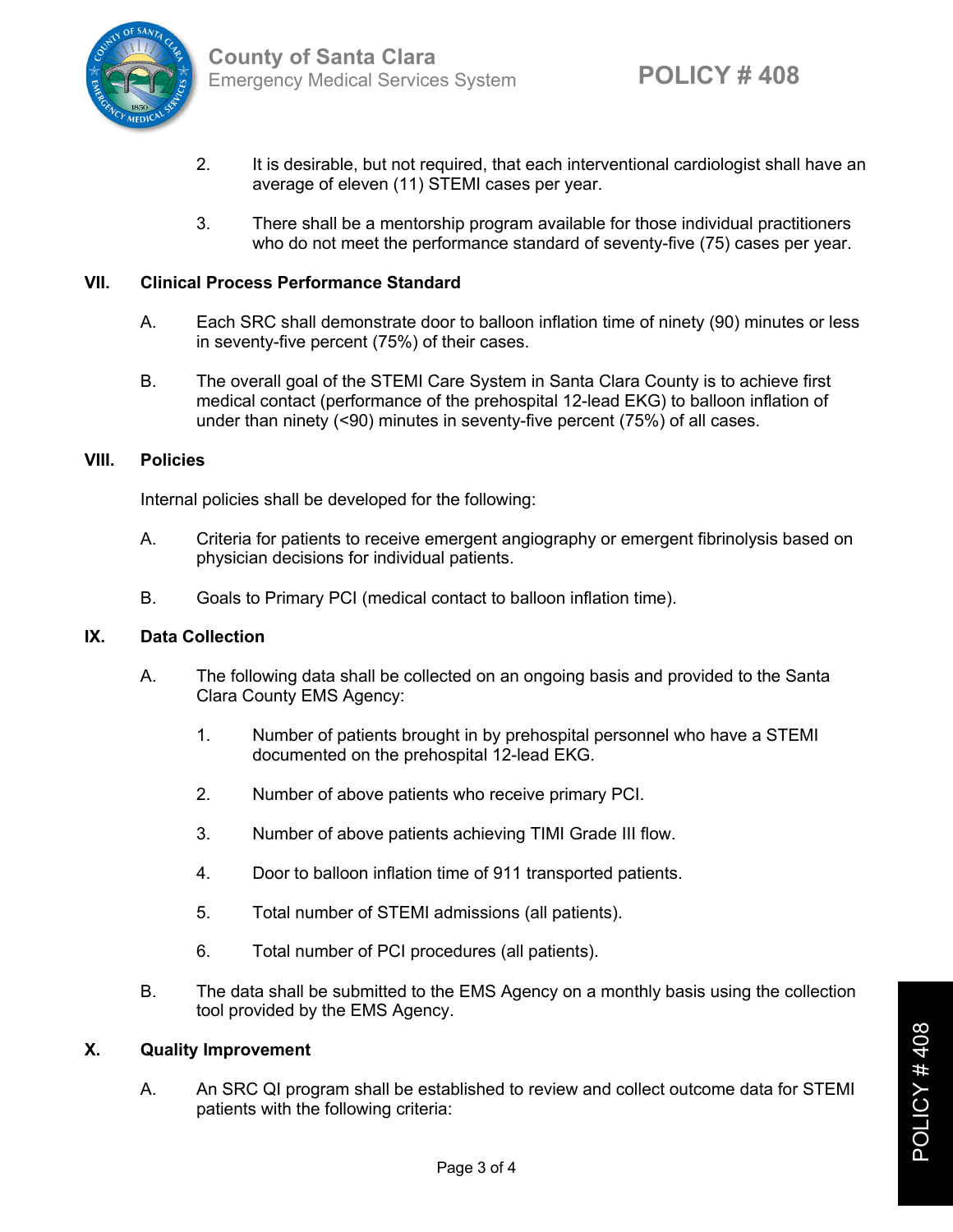2. It is desirable, but not required, that each interventional cardiologist shall have an average of eleven (11) STEMI cases per year.

3. There shall be a mentorship program available for those individual practitioners who do not meet the performance standard of seventy-five (75) cases per year.

## VII. Clinical Process Performance Standard

A. Each SRC shall demonstrate door to balloon inflation time of ninety (90) minutes or less in seventy-five percent (75%) of their cases.

B. The overall goal of the STEMI Care System in Santa Clara County is to achieve first medical contact (performance of the prehospital 12-lead EKG) to balloon inflation of under than ninety (<90) minutes in seventy-five percent (75%) of all cases.

## VIII. Policies

Internal policies shall be developed for the following:

A. Criteria for patients to receive emergent angiography or emergent fibrinolysis based on physician decisions for individual patients.

B. Goals to Primary PCI (medical contact to balloon inflation time).

## IX. Data Collection

A. The following data shall be collected on an ongoing basis and provided to the Santa Clara County EMS Agency:

1. Number of patients brought in by prehospital personnel who have a STEMI documented on the prehospital 12-lead EKG.

2. Number of above patients who receive primary PCI.

3. Number of above patients achieving TIMI Grade III flow.

4. Door to balloon inflation time of 911 transported patients.

5. Total number of STEMI admissions (all patients).

6. Total number of PCI procedures (all patients).

B. The data shall be submitted to the EMS Agency on a monthly basis using the collection tool provided by the EMS Agency.

## X. Quality Improvement

A. An SRC QI program shall be established to review and collect outcome data for STEMI patients with the following criteria: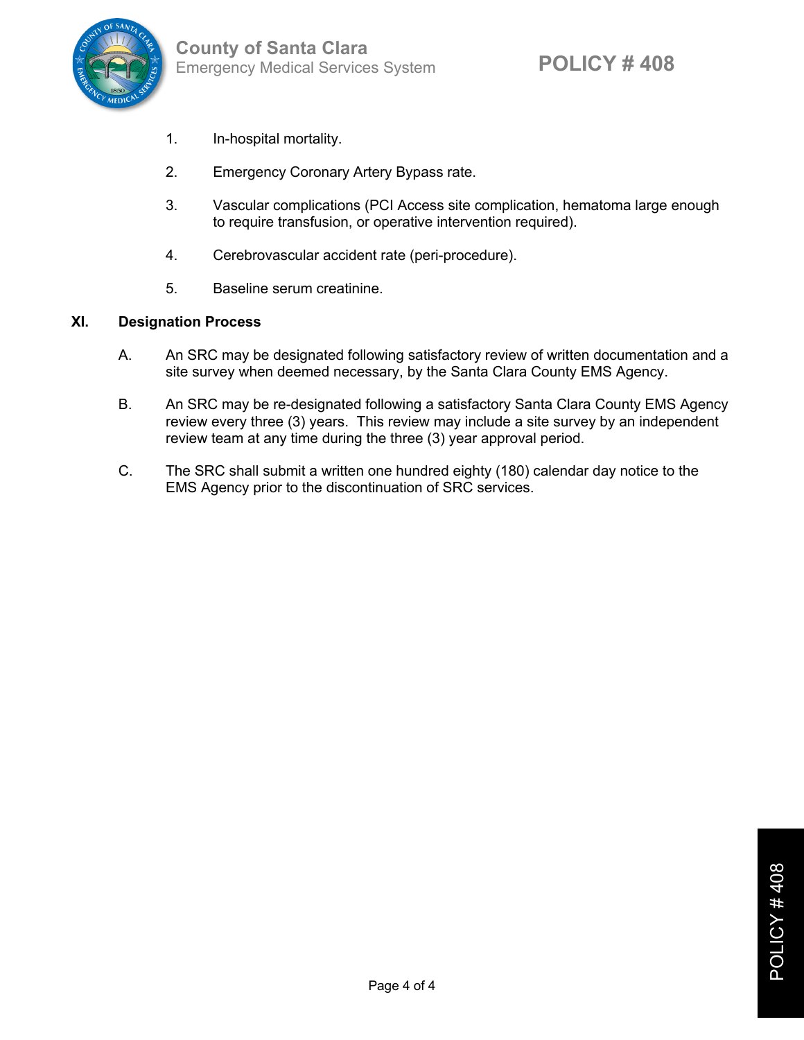1. In-hospital mortality.

2. Emergency Coronary Artery Bypass rate.

3. Vascular complications (PCI Access site complication, hematoma large enough to require transfusion, or operative intervention required).

4. Cerebrovascular accident rate (peri-procedure).

5. Baseline serum creatinine.

## XI. Designation Process

A. An SRC may be designated following satisfactory review of written documentation and a site survey when deemed necessary, by the Santa Clara County EMS Agency.

B. An SRC may be re-designated following a satisfactory Santa Clara County EMS Agency review every three (3) years. This review may include a site survey by an independent review team at any time during the three (3) year approval period.

C. The SRC shall submit a written one hundred eighty (180) calendar day notice to the EMS Agency prior to the discontinuation of SRC services.